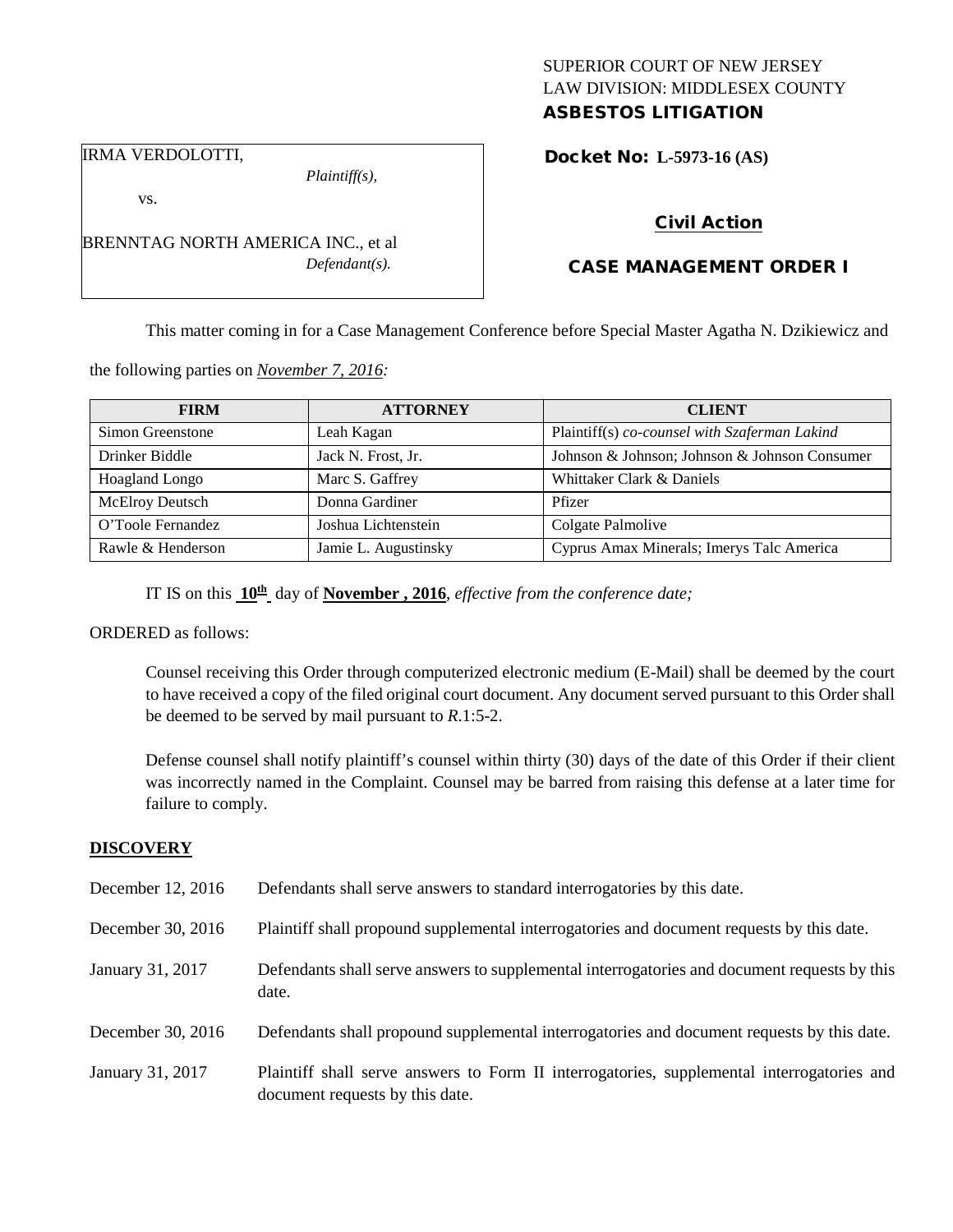SUPERIOR COURT OF NEW JERSEY
LAW DIVISION: MIDDLESEX COUNTY
**ASBESTOS LITIGATION**

IRMA VERDOLOTTI,
*Plaintiff(s),*

vs.

BRENNTAG NORTH AMERICA INC., et al
*Defendant(s).*

**Docket No: L-5973-16 (AS)**

**Civil Action**

**CASE MANAGEMENT ORDER I**

This matter coming in for a Case Management Conference before Special Master Agatha N. Dzikiewicz and the following parties on *November 7, 2016:*

| FIRM | ATTORNEY | CLIENT |
|---|---|---|
| Simon Greenstone | Leah Kagan | Plaintiff(s) *co-counsel with Szaferman Lakind* |
| Drinker Biddle | Jack N. Frost, Jr. | Johnson & Johnson; Johnson & Johnson Consumer |
| Hoagland Longo | Marc S. Gaffrey | Whittaker Clark & Daniels |
| McElroy Deutsch | Donna Gardiner | Pfizer |
| O'Toole Fernandez | Joshua Lichtenstein | Colgate Palmolive |
| Rawle & Henderson | Jamie L. Augustinsky | Cyprus Amax Minerals; Imerys Talc America |

IT IS on this **10th** day of **November , 2016**, *effective from the conference date;*

ORDERED as follows:

Counsel receiving this Order through computerized electronic medium (E-Mail) shall be deemed by the court to have received a copy of the filed original court document. Any document served pursuant to this Order shall be deemed to be served by mail pursuant to *R*.1:5-2.

Defense counsel shall notify plaintiff's counsel within thirty (30) days of the date of this Order if their client was incorrectly named in the Complaint. Counsel may be barred from raising this defense at a later time for failure to comply.

## DISCOVERY

| | |
|---|---|
| December 12, 2016 | Defendants shall serve answers to standard interrogatories by this date. |
| December 30, 2016 | Plaintiff shall propound supplemental interrogatories and document requests by this date. |
| January 31, 2017 | Defendants shall serve answers to supplemental interrogatories and document requests by this date. |
| December 30, 2016 | Defendants shall propound supplemental interrogatories and document requests by this date. |
| January 31, 2017 | Plaintiff shall serve answers to Form II interrogatories, supplemental interrogatories and document requests by this date. |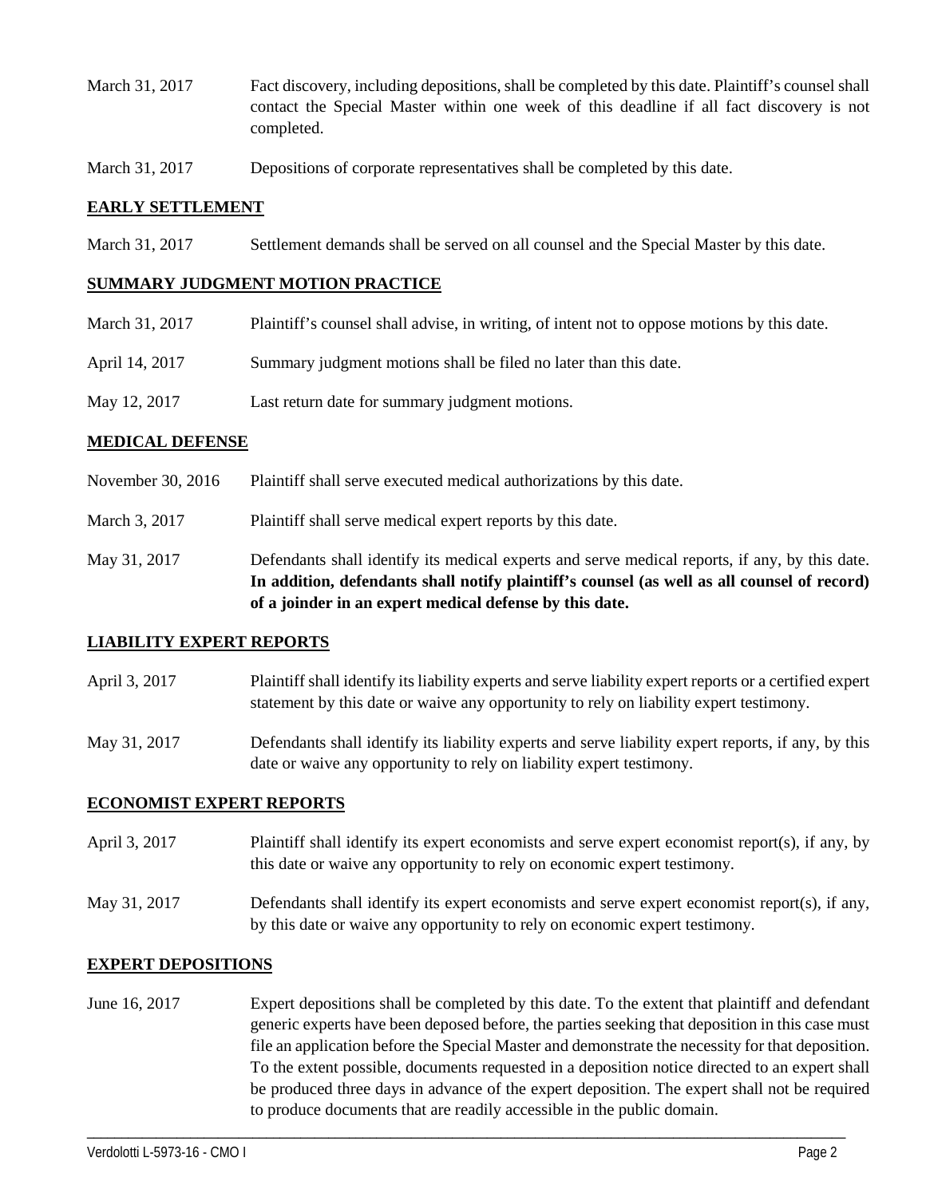March 31, 2017 Fact discovery, including depositions, shall be completed by this date. Plaintiff's counsel shall contact the Special Master within one week of this deadline if all fact discovery is not completed.

March 31, 2017 Depositions of corporate representatives shall be completed by this date.

## EARLY SETTLEMENT

March 31, 2017 Settlement demands shall be served on all counsel and the Special Master by this date.

## SUMMARY JUDGMENT MOTION PRACTICE

March 31, 2017 Plaintiff's counsel shall advise, in writing, of intent not to oppose motions by this date.

April 14, 2017 Summary judgment motions shall be filed no later than this date.

May 12, 2017 Last return date for summary judgment motions.

## MEDICAL DEFENSE

November 30, 2016 Plaintiff shall serve executed medical authorizations by this date.

March 3, 2017 Plaintiff shall serve medical expert reports by this date.

May 31, 2017 Defendants shall identify its medical experts and serve medical reports, if any, by this date. **In addition, defendants shall notify plaintiff's counsel (as well as all counsel of record) of a joinder in an expert medical defense by this date.**

## LIABILITY EXPERT REPORTS

April 3, 2017 Plaintiff shall identify its liability experts and serve liability expert reports or a certified expert statement by this date or waive any opportunity to rely on liability expert testimony.

May 31, 2017 Defendants shall identify its liability experts and serve liability expert reports, if any, by this date or waive any opportunity to rely on liability expert testimony.

## ECONOMIST EXPERT REPORTS

April 3, 2017 Plaintiff shall identify its expert economists and serve expert economist report(s), if any, by this date or waive any opportunity to rely on economic expert testimony.

May 31, 2017 Defendants shall identify its expert economists and serve expert economist report(s), if any, by this date or waive any opportunity to rely on economic expert testimony.

## EXPERT DEPOSITIONS

June 16, 2017 Expert depositions shall be completed by this date. To the extent that plaintiff and defendant generic experts have been deposed before, the parties seeking that deposition in this case must file an application before the Special Master and demonstrate the necessity for that deposition. To the extent possible, documents requested in a deposition notice directed to an expert shall be produced three days in advance of the expert deposition. The expert shall not be required to produce documents that are readily accessible in the public domain.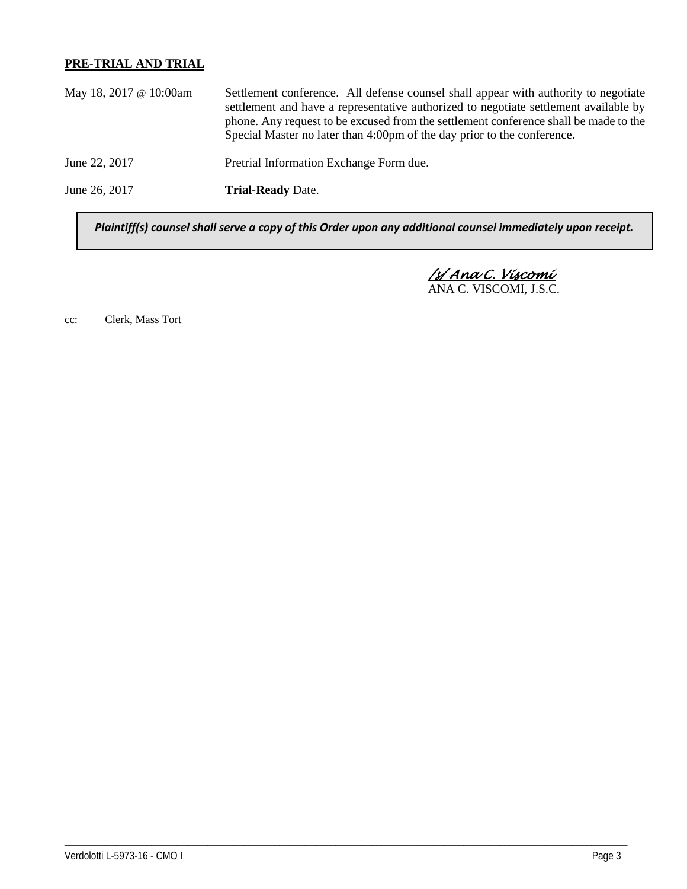**PRE-TRIAL AND TRIAL**

| | |
|---|---|
| May 18, 2017 @ 10:00am | Settlement conference. All defense counsel shall appear with authority to negotiate settlement and have a representative authorized to negotiate settlement available by phone. Any request to be excused from the settlement conference shall be made to the Special Master no later than 4:00pm of the day prior to the conference. |
| June 22, 2017 | Pretrial Information Exchange Form due. |
| June 26, 2017 | **Trial-Ready** Date. |

***Plaintiff(s) counsel shall serve a copy of this Order upon any additional counsel immediately upon receipt.***

/s/ Ana C. Viscomi
ANA C. VISCOMI, J.S.C.

cc: Clerk, Mass Tort